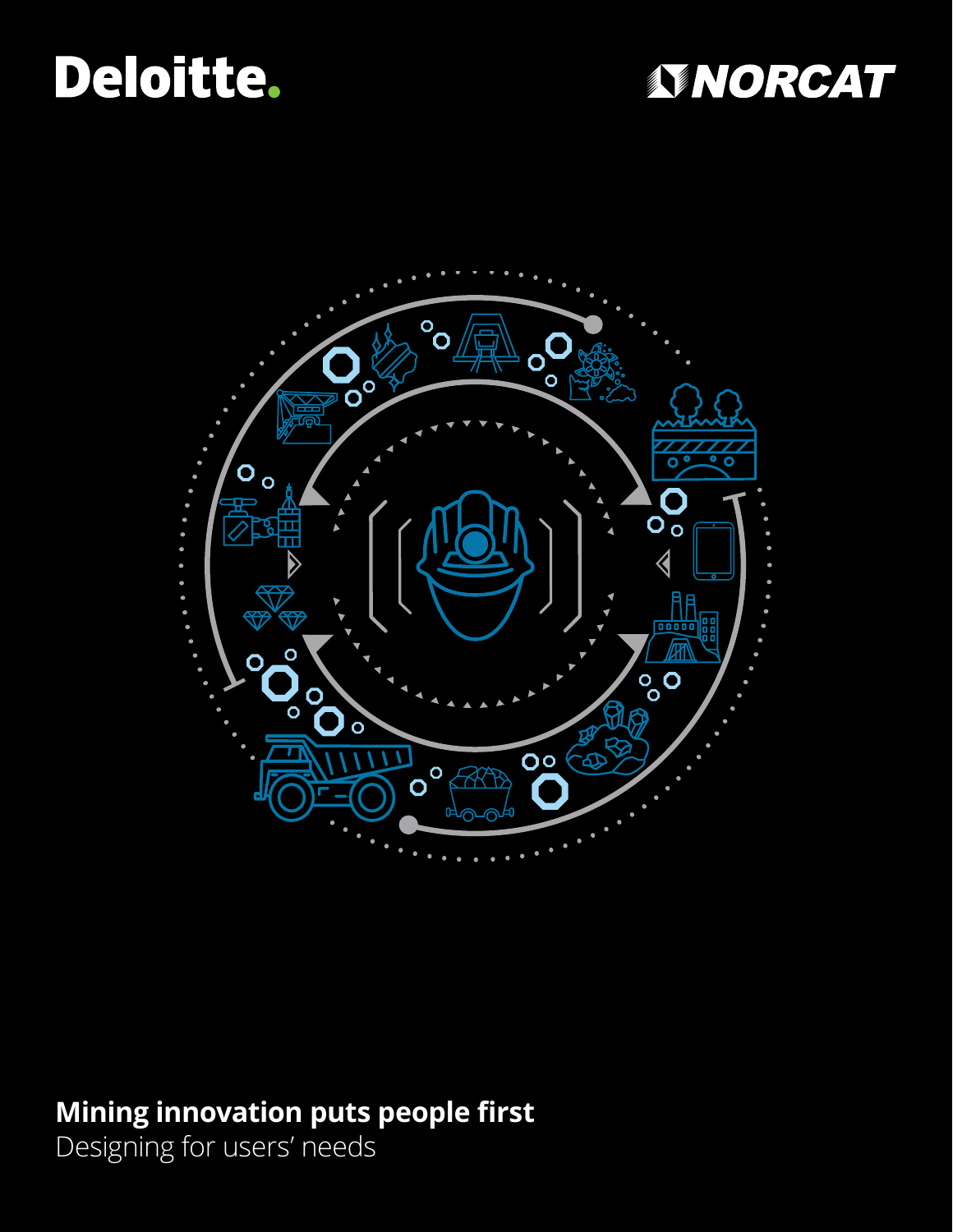Deloitte.

NORCAT

# Mining innovation puts people first

Designing for users' needs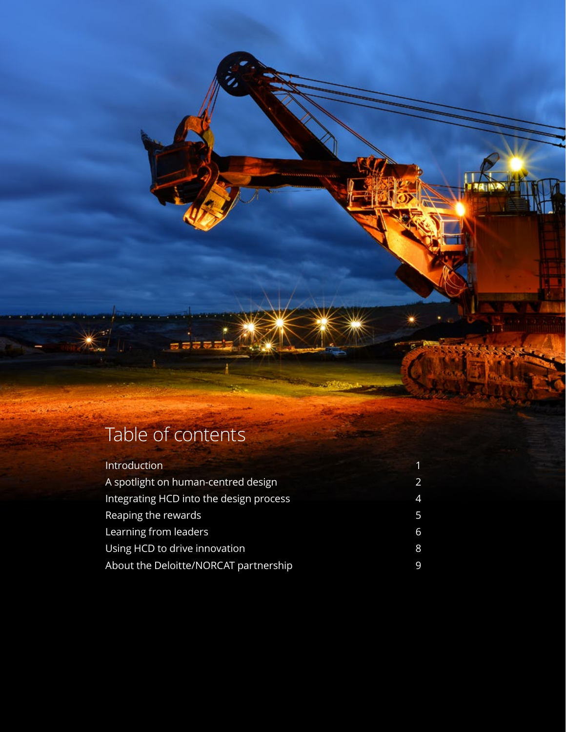# Table of contents

| | |
|---|---|
| Introduction | 1 |
| A spotlight on human-centred design | 2 |
| Integrating HCD into the design process | 4 |
| Reaping the rewards | 5 |
| Learning from leaders | 6 |
| Using HCD to drive innovation | 8 |
| About the Deloitte/NORCAT partnership | 9 |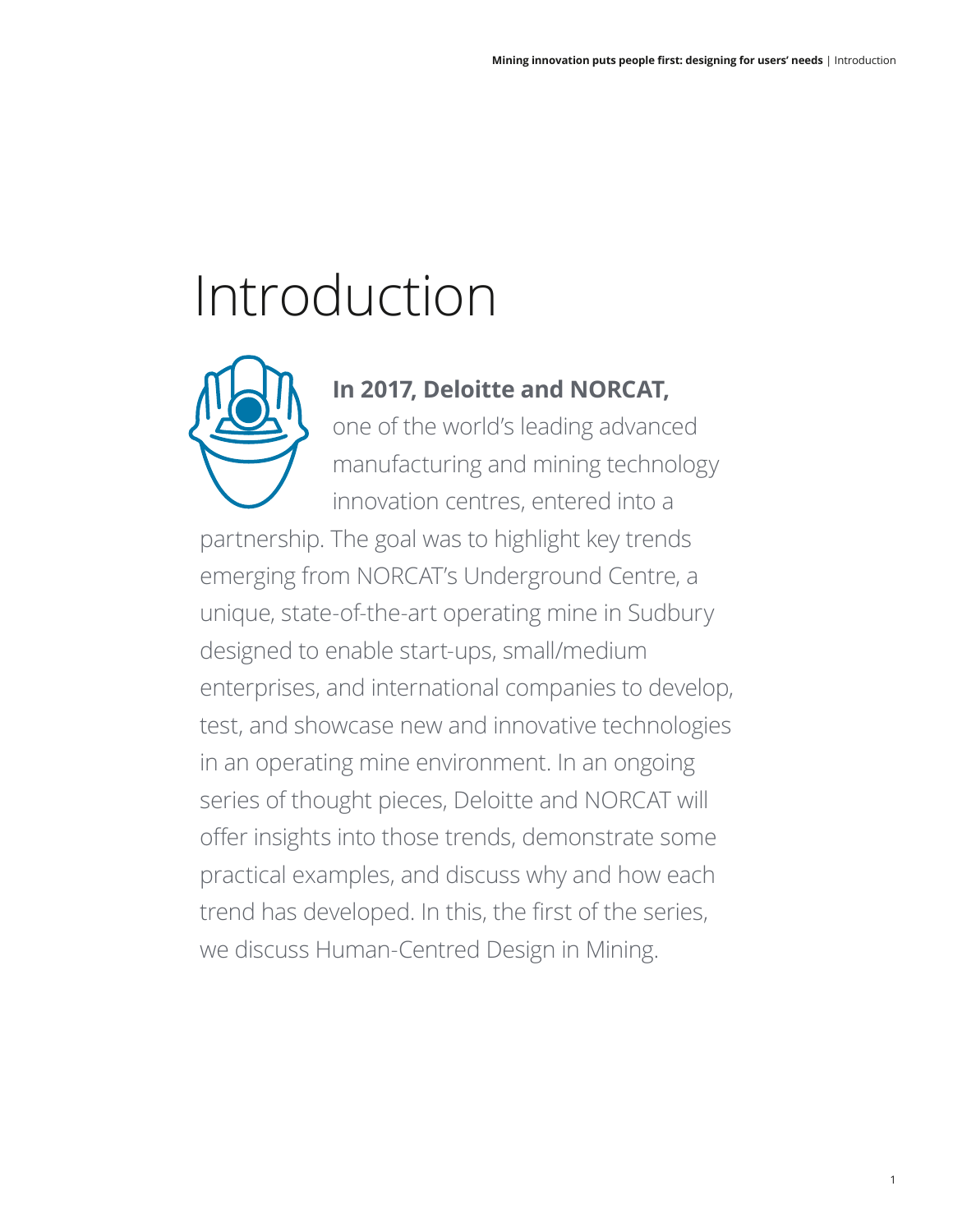# Introduction

**In 2017, Deloitte and NORCAT,** one of the world's leading advanced manufacturing and mining technology innovation centres, entered into a partnership. The goal was to highlight key trends emerging from NORCAT's Underground Centre, a unique, state-of-the-art operating mine in Sudbury designed to enable start-ups, small/medium enterprises, and international companies to develop, test, and showcase new and innovative technologies in an operating mine environment. In an ongoing series of thought pieces, Deloitte and NORCAT will offer insights into those trends, demonstrate some practical examples, and discuss why and how each trend has developed. In this, the first of the series, we discuss Human-Centred Design in Mining.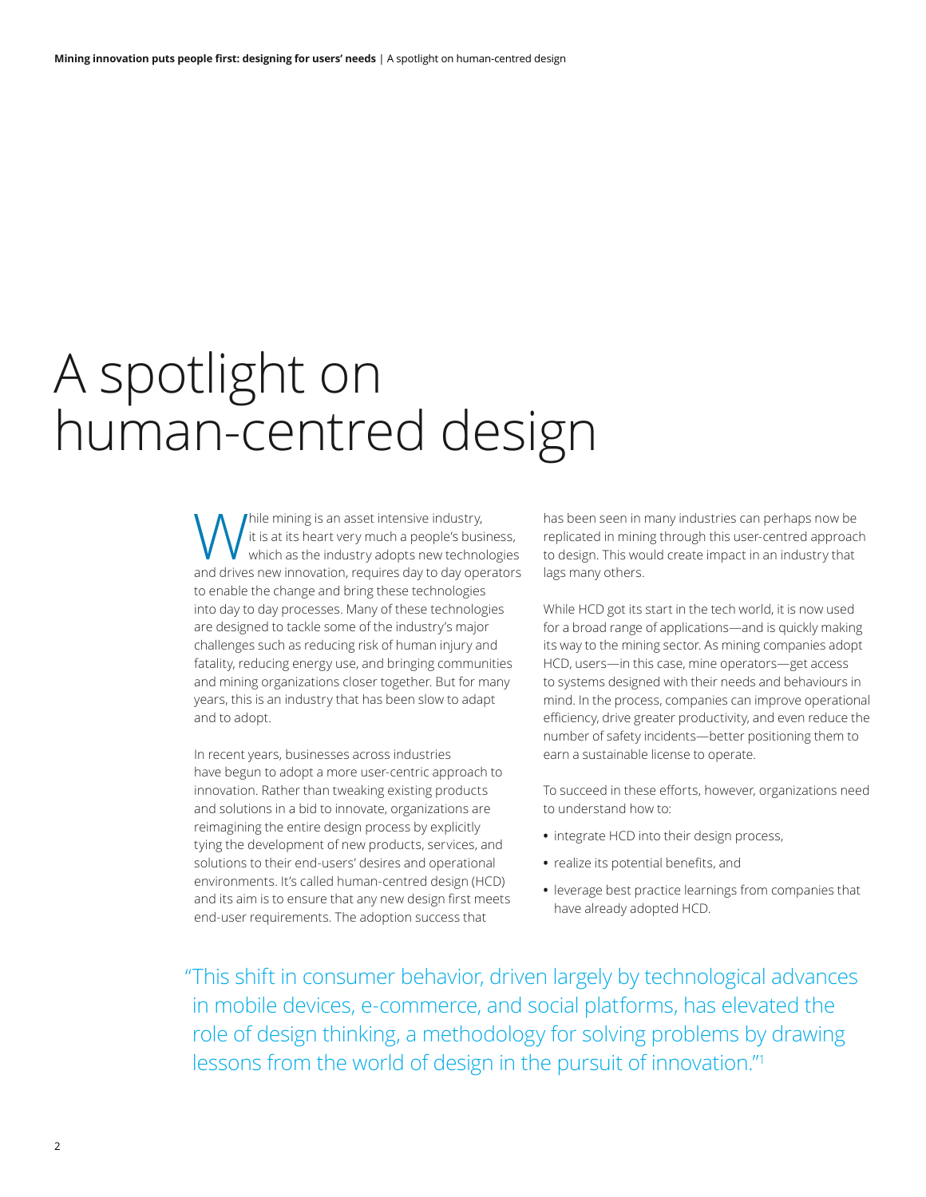# A spotlight on human-centred design

While mining is an asset intensive industry, it is at its heart very much a people's business, which as the industry adopts new technologies and drives new innovation, requires day to day operators to enable the change and bring these technologies into day to day processes. Many of these technologies are designed to tackle some of the industry's major challenges such as reducing risk of human injury and fatality, reducing energy use, and bringing communities and mining organizations closer together. But for many years, this is an industry that has been slow to adapt and to adopt.

In recent years, businesses across industries have begun to adopt a more user-centric approach to innovation. Rather than tweaking existing products and solutions in a bid to innovate, organizations are reimagining the entire design process by explicitly tying the development of new products, services, and solutions to their end-users' desires and operational environments. It's called human-centred design (HCD) and its aim is to ensure that any new design first meets end-user requirements. The adoption success that has been seen in many industries can perhaps now be replicated in mining through this user-centred approach to design. This would create impact in an industry that lags many others.

While HCD got its start in the tech world, it is now used for a broad range of applications—and is quickly making its way to the mining sector. As mining companies adopt HCD, users—in this case, mine operators—get access to systems designed with their needs and behaviours in mind. In the process, companies can improve operational efficiency, drive greater productivity, and even reduce the number of safety incidents—better positioning them to earn a sustainable license to operate.

To succeed in these efforts, however, organizations need to understand how to:

- integrate HCD into their design process,
- realize its potential benefits, and
- leverage best practice learnings from companies that have already adopted HCD.

> "This shift in consumer behavior, driven largely by technological advances in mobile devices, e-commerce, and social platforms, has elevated the role of design thinking, a methodology for solving problems by drawing lessons from the world of design in the pursuit of innovation."[1]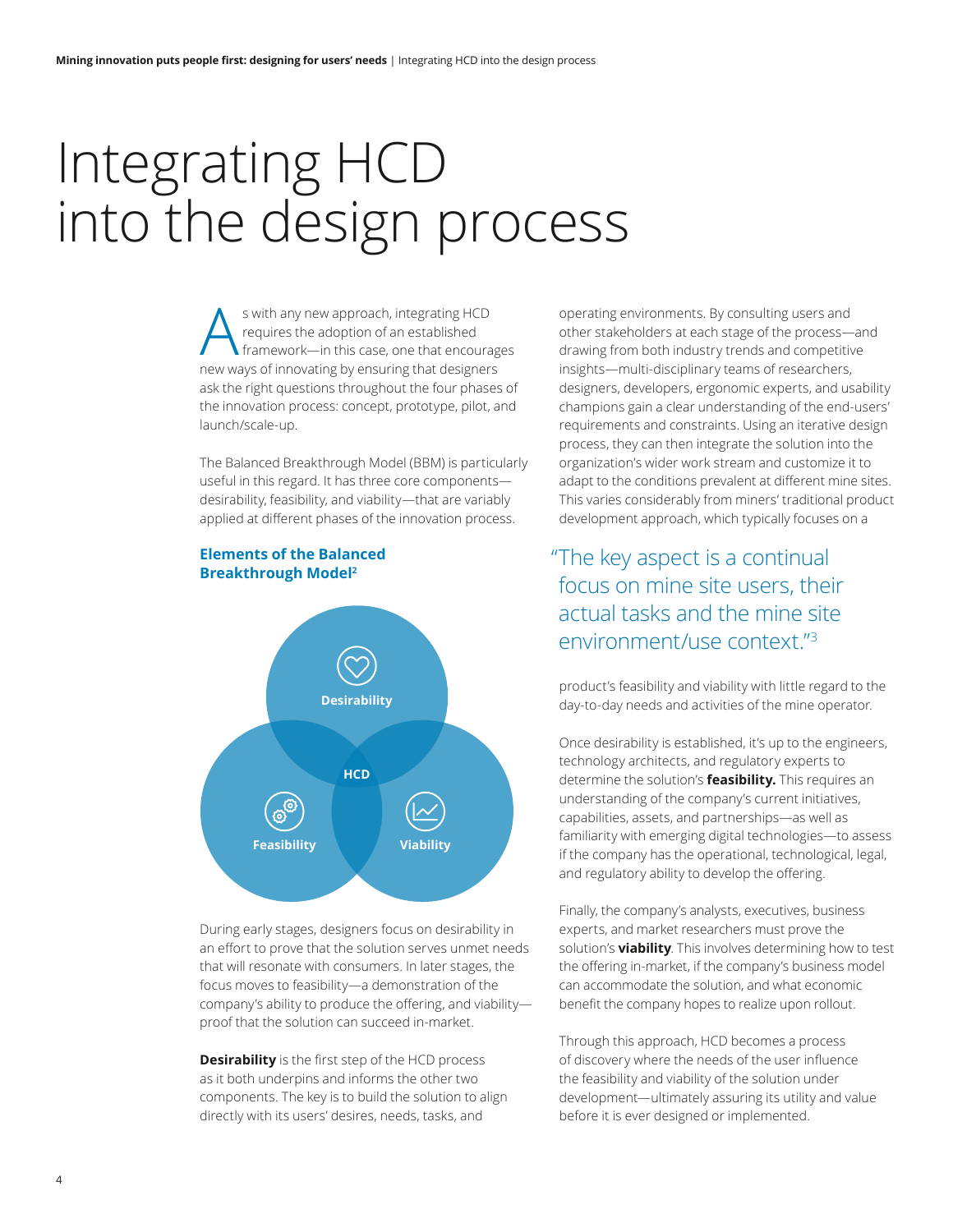# Integrating HCD into the design process

As with any new approach, integrating HCD requires the adoption of an established framework—in this case, one that encourages new ways of innovating by ensuring that designers ask the right questions throughout the four phases of the innovation process: concept, prototype, pilot, and launch/scale-up.

The Balanced Breakthrough Model (BBM) is particularly useful in this regard. It has three core components—desirability, feasibility, and viability—that are variably applied at different phases of the innovation process.

### Elements of the Balanced Breakthrough Model[2]

Desirability

HCD

Feasibility

Viability

During early stages, designers focus on desirability in an effort to prove that the solution serves unmet needs that will resonate with consumers. In later stages, the focus moves to feasibility—a demonstration of the company's ability to produce the offering, and viability—proof that the solution can succeed in-market.

**Desirability** is the first step of the HCD process as it both underpins and informs the other two components. The key is to build the solution to align directly with its users' desires, needs, tasks, and operating environments. By consulting users and other stakeholders at each stage of the process—and drawing from both industry trends and competitive insights—multi-disciplinary teams of researchers, designers, developers, ergonomic experts, and usability champions gain a clear understanding of the end-users' requirements and constraints. Using an iterative design process, they can then integrate the solution into the organization's wider work stream and customize it to adapt to the conditions prevalent at different mine sites. This varies considerably from miners' traditional product development approach, which typically focuses on a product's feasibility and viability with little regard to the day-to-day needs and activities of the mine operator.

> "The key aspect is a continual focus on mine site users, their actual tasks and the mine site environment/use context."[3]

Once desirability is established, it's up to the engineers, technology architects, and regulatory experts to determine the solution's **feasibility.** This requires an understanding of the company's current initiatives, capabilities, assets, and partnerships—as well as familiarity with emerging digital technologies—to assess if the company has the operational, technological, legal, and regulatory ability to develop the offering.

Finally, the company's analysts, executives, business experts, and market researchers must prove the solution's **viability**. This involves determining how to test the offering in-market, if the company's business model can accommodate the solution, and what economic benefit the company hopes to realize upon rollout.

Through this approach, HCD becomes a process of discovery where the needs of the user influence the feasibility and viability of the solution under development—ultimately assuring its utility and value before it is ever designed or implemented.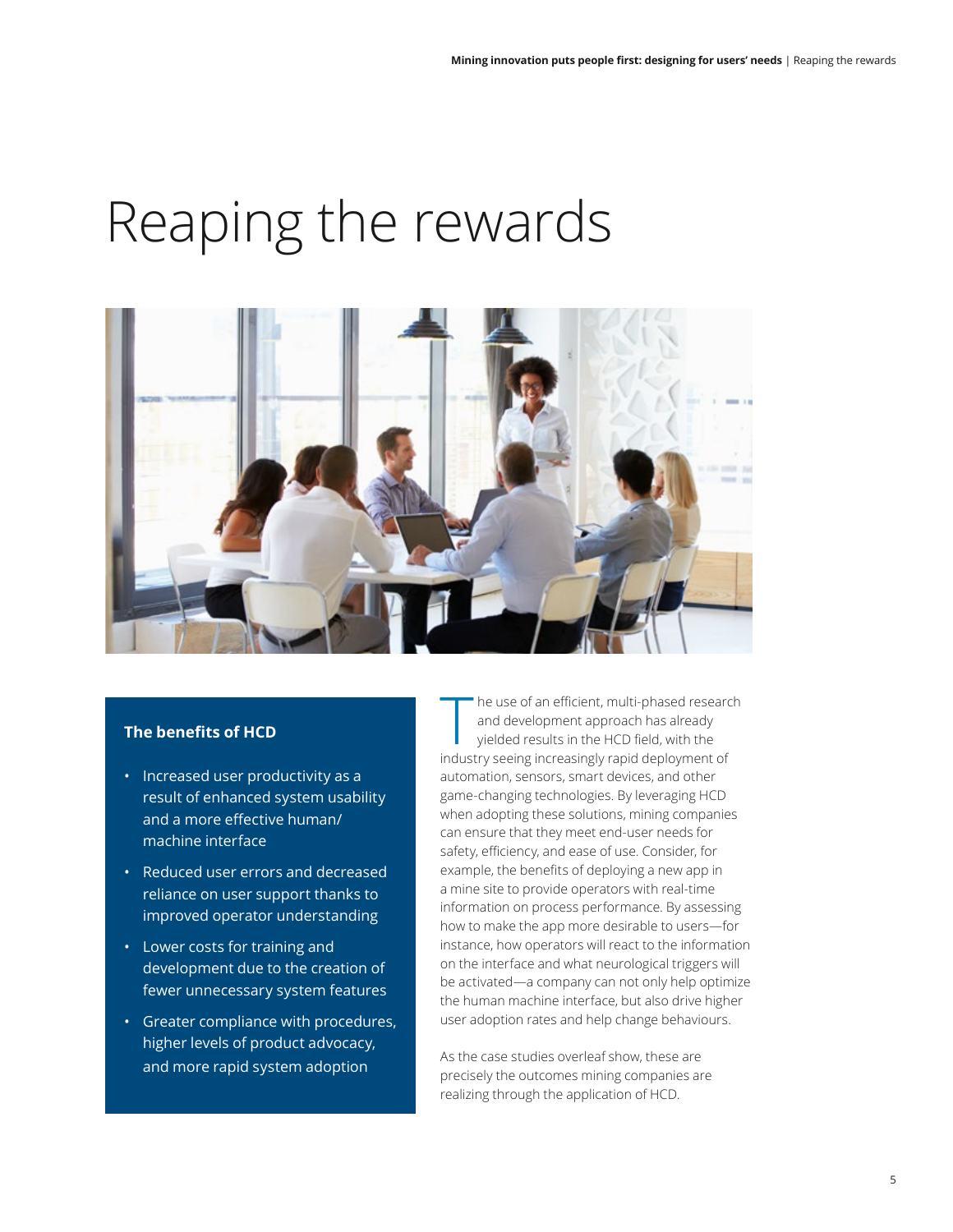# Reaping the rewards

### The benefits of HCD

- Increased user productivity as a result of enhanced system usability and a more effective human/machine interface
- Reduced user errors and decreased reliance on user support thanks to improved operator understanding
- Lower costs for training and development due to the creation of fewer unnecessary system features
- Greater compliance with procedures, higher levels of product advocacy, and more rapid system adoption

The use of an efficient, multi-phased research and development approach has already yielded results in the HCD field, with the industry seeing increasingly rapid deployment of automation, sensors, smart devices, and other game-changing technologies. By leveraging HCD when adopting these solutions, mining companies can ensure that they meet end-user needs for safety, efficiency, and ease of use. Consider, for example, the benefits of deploying a new app in a mine site to provide operators with real-time information on process performance. By assessing how to make the app more desirable to users—for instance, how operators will react to the information on the interface and what neurological triggers will be activated—a company can not only help optimize the human machine interface, but also drive higher user adoption rates and help change behaviours.

As the case studies overleaf show, these are precisely the outcomes mining companies are realizing through the application of HCD.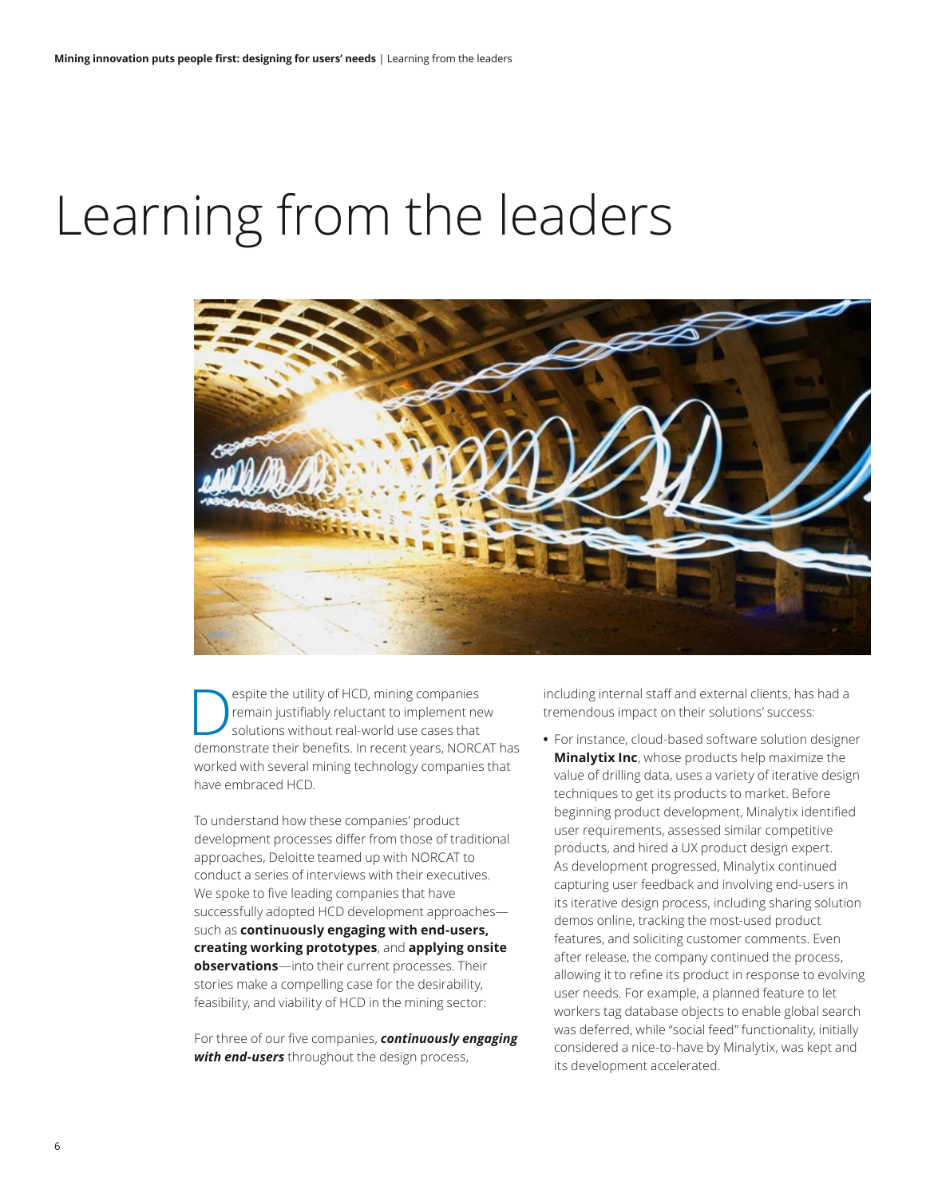# Learning from the leaders

Despite the utility of HCD, mining companies remain justifiably reluctant to implement new solutions without real-world use cases that demonstrate their benefits. In recent years, NORCAT has worked with several mining technology companies that have embraced HCD.

To understand how these companies' product development processes differ from those of traditional approaches, Deloitte teamed up with NORCAT to conduct a series of interviews with their executives. We spoke to five leading companies that have successfully adopted HCD development approaches—such as **continuously engaging with end-users, creating working prototypes**, and **applying onsite observations**—into their current processes. Their stories make a compelling case for the desirability, feasibility, and viability of HCD in the mining sector:

For three of our five companies, ***continuously engaging with end-users*** throughout the design process, including internal staff and external clients, has had a tremendous impact on their solutions' success:

- For instance, cloud-based software solution designer **Minalytix Inc**, whose products help maximize the value of drilling data, uses a variety of iterative design techniques to get its products to market. Before beginning product development, Minalytix identified user requirements, assessed similar competitive products, and hired a UX product design expert. As development progressed, Minalytix continued capturing user feedback and involving end-users in its iterative design process, including sharing solution demos online, tracking the most-used product features, and soliciting customer comments. Even after release, the company continued the process, allowing it to refine its product in response to evolving user needs. For example, a planned feature to let workers tag database objects to enable global search was deferred, while "social feed" functionality, initially considered a nice-to-have by Minalytix, was kept and its development accelerated.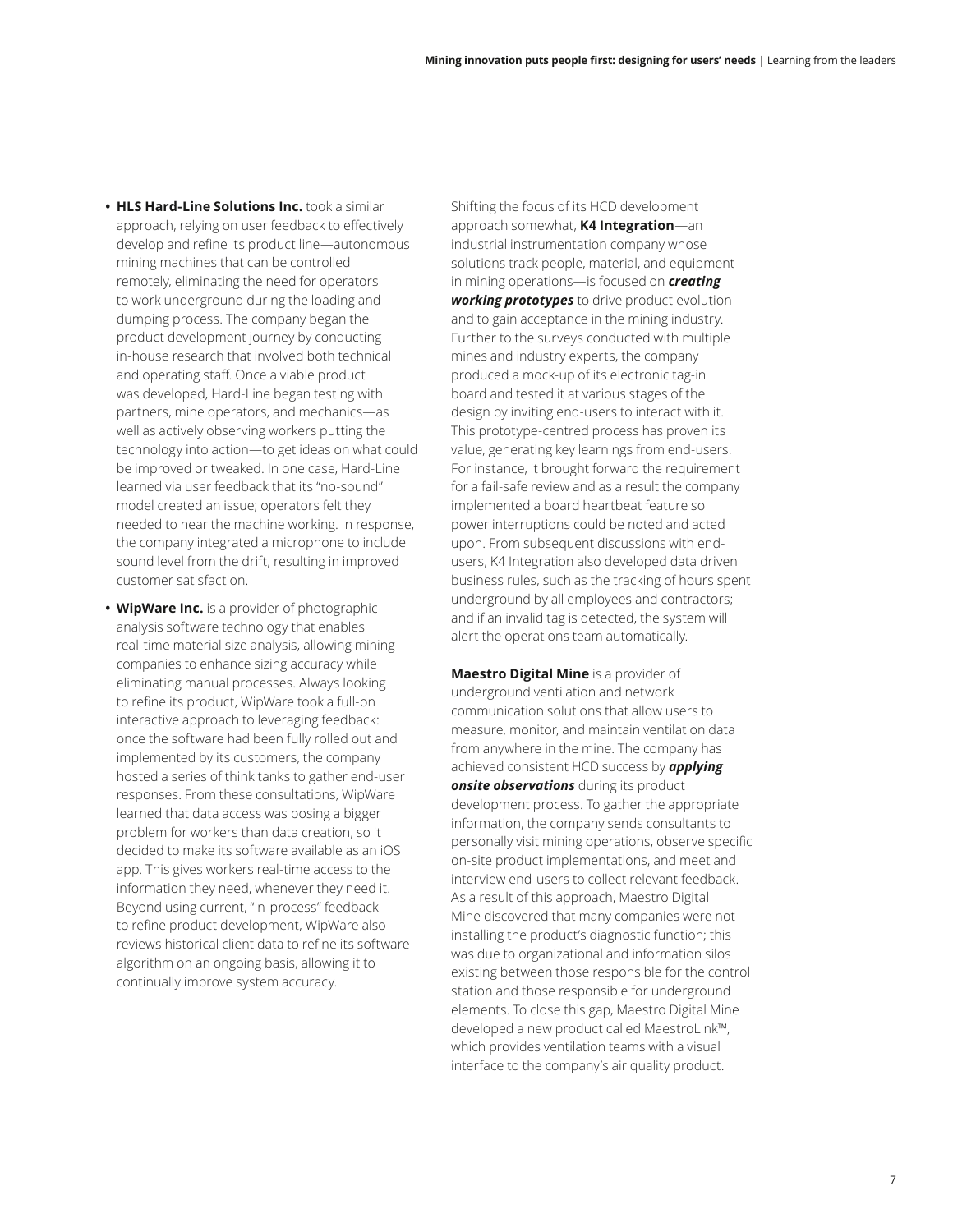- **HLS Hard-Line Solutions Inc.** took a similar approach, relying on user feedback to effectively develop and refine its product line—autonomous mining machines that can be controlled remotely, eliminating the need for operators to work underground during the loading and dumping process. The company began the product development journey by conducting in-house research that involved both technical and operating staff. Once a viable product was developed, Hard-Line began testing with partners, mine operators, and mechanics—as well as actively observing workers putting the technology into action—to get ideas on what could be improved or tweaked. In one case, Hard-Line learned via user feedback that its "no-sound" model created an issue; operators felt they needed to hear the machine working. In response, the company integrated a microphone to include sound level from the drift, resulting in improved customer satisfaction.

- **WipWare Inc.** is a provider of photographic analysis software technology that enables real-time material size analysis, allowing mining companies to enhance sizing accuracy while eliminating manual processes. Always looking to refine its product, WipWare took a full-on interactive approach to leveraging feedback: once the software had been fully rolled out and implemented by its customers, the company hosted a series of think tanks to gather end-user responses. From these consultations, WipWare learned that data access was posing a bigger problem for workers than data creation, so it decided to make its software available as an iOS app. This gives workers real-time access to the information they need, whenever they need it. Beyond using current, "in-process" feedback to refine product development, WipWare also reviews historical client data to refine its software algorithm on an ongoing basis, allowing it to continually improve system accuracy.

Shifting the focus of its HCD development approach somewhat, **K4 Integration**—an industrial instrumentation company whose solutions track people, material, and equipment in mining operations—is focused on ***creating working prototypes*** to drive product evolution and to gain acceptance in the mining industry. Further to the surveys conducted with multiple mines and industry experts, the company produced a mock-up of its electronic tag-in board and tested it at various stages of the design by inviting end-users to interact with it. This prototype-centred process has proven its value, generating key learnings from end-users. For instance, it brought forward the requirement for a fail-safe review and as a result the company implemented a board heartbeat feature so power interruptions could be noted and acted upon. From subsequent discussions with end-users, K4 Integration also developed data driven business rules, such as the tracking of hours spent underground by all employees and contractors; and if an invalid tag is detected, the system will alert the operations team automatically.

**Maestro Digital Mine** is a provider of underground ventilation and network communication solutions that allow users to measure, monitor, and maintain ventilation data from anywhere in the mine. The company has achieved consistent HCD success by ***applying onsite observations*** during its product development process. To gather the appropriate information, the company sends consultants to personally visit mining operations, observe specific on-site product implementations, and meet and interview end-users to collect relevant feedback. As a result of this approach, Maestro Digital Mine discovered that many companies were not installing the product's diagnostic function; this was due to organizational and information silos existing between those responsible for the control station and those responsible for underground elements. To close this gap, Maestro Digital Mine developed a new product called MaestroLink™, which provides ventilation teams with a visual interface to the company's air quality product.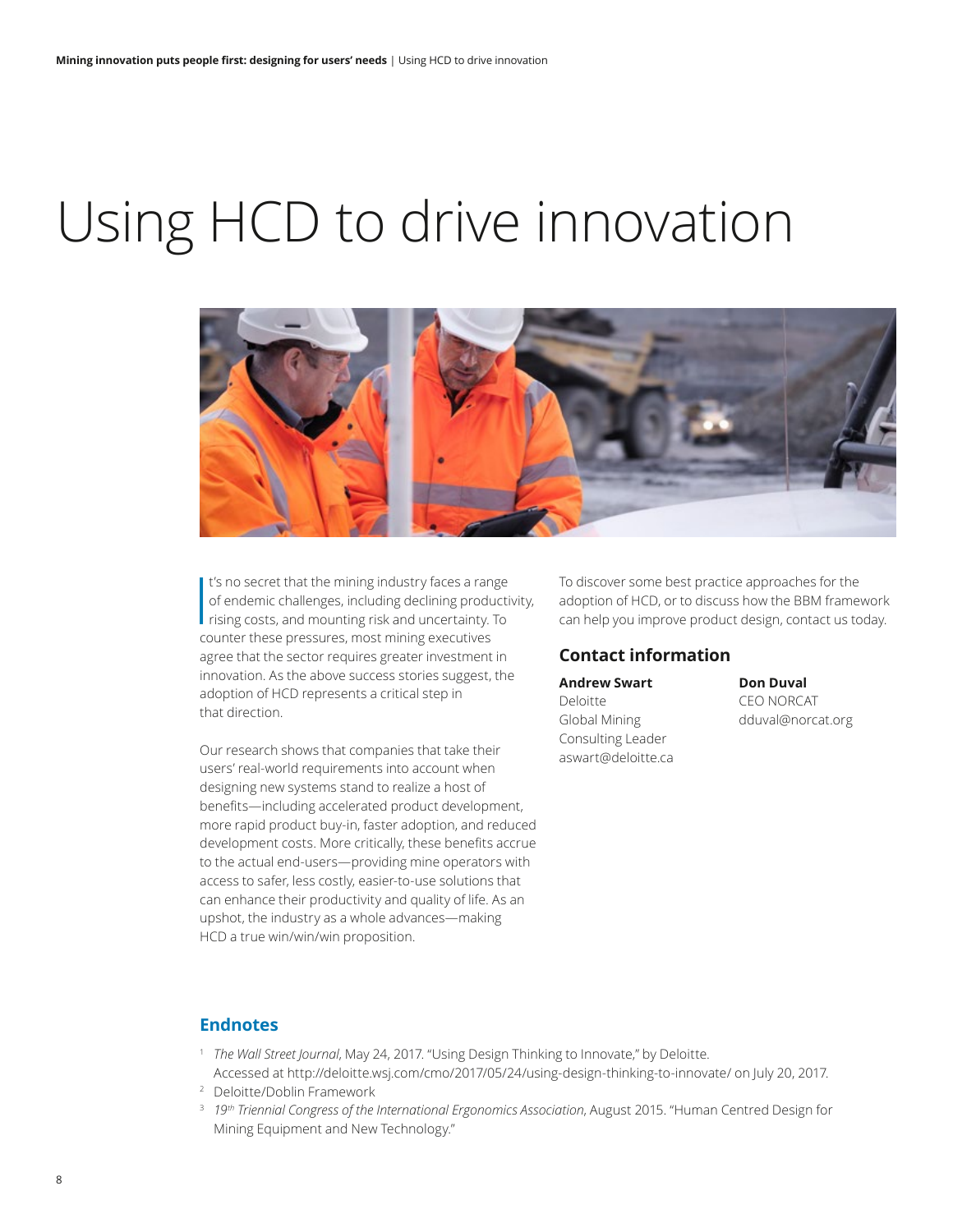# Using HCD to drive innovation

It's no secret that the mining industry faces a range of endemic challenges, including declining productivity, rising costs, and mounting risk and uncertainty. To counter these pressures, most mining executives agree that the sector requires greater investment in innovation. As the above success stories suggest, the adoption of HCD represents a critical step in that direction.

Our research shows that companies that take their users' real-world requirements into account when designing new systems stand to realize a host of benefits—including accelerated product development, more rapid product buy-in, faster adoption, and reduced development costs. More critically, these benefits accrue to the actual end-users—providing mine operators with access to safer, less costly, easier-to-use solutions that can enhance their productivity and quality of life. As an upshot, the industry as a whole advances—making HCD a true win/win/win proposition.

To discover some best practice approaches for the adoption of HCD, or to discuss how the BBM framework can help you improve product design, contact us today.

## Contact information

**Andrew Swart**
Deloitte
Global Mining
Consulting Leader
aswart@deloitte.ca

**Don Duval**
CEO NORCAT
dduval@norcat.org

## Endnotes

1. *The Wall Street Journal*, May 24, 2017. "Using Design Thinking to Innovate," by Deloitte. Accessed at http://deloitte.wsj.com/cmo/2017/05/24/using-design-thinking-to-innovate/ on July 20, 2017.
2. Deloitte/Doblin Framework
3. *19th Triennial Congress of the International Ergonomics Association*, August 2015. "Human Centred Design for Mining Equipment and New Technology."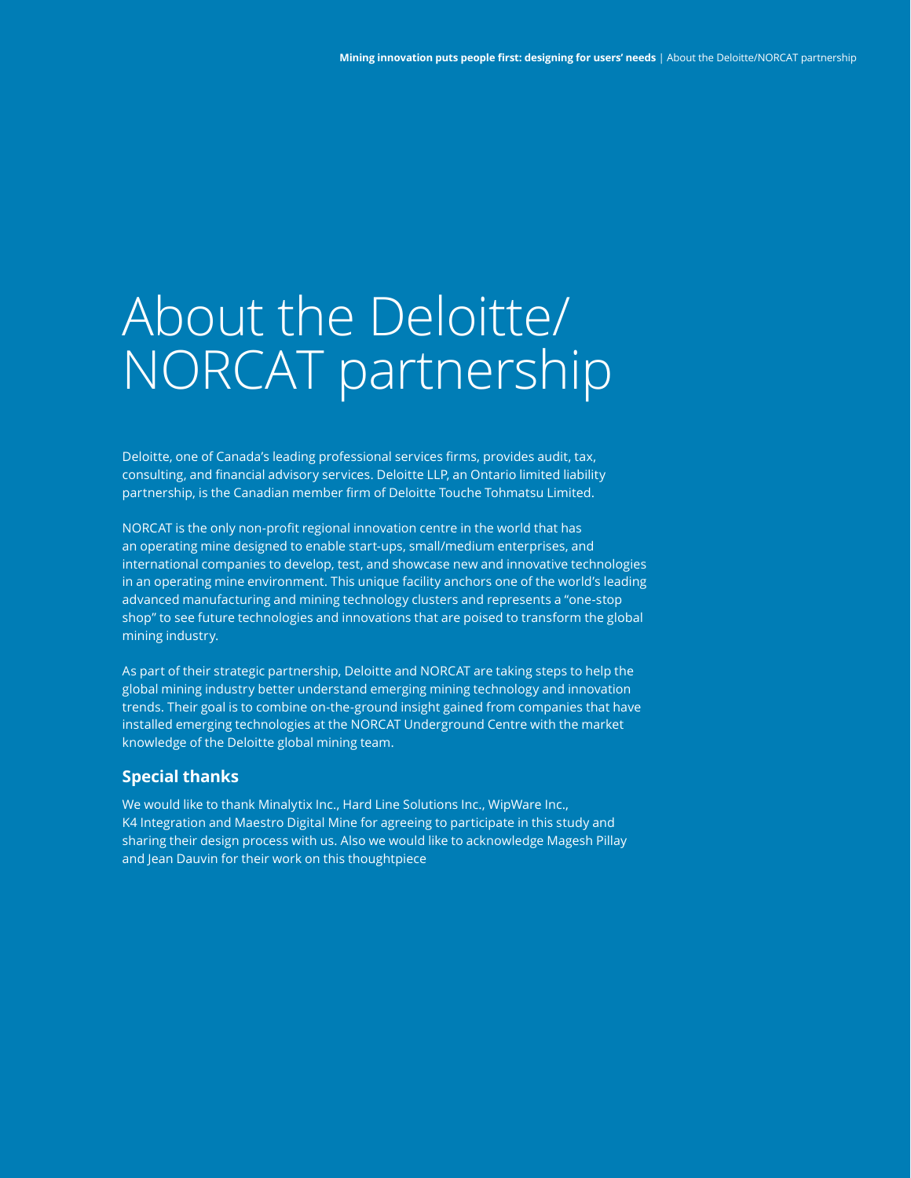# About the Deloitte/NORCAT partnership

Deloitte, one of Canada's leading professional services firms, provides audit, tax, consulting, and financial advisory services. Deloitte LLP, an Ontario limited liability partnership, is the Canadian member firm of Deloitte Touche Tohmatsu Limited.

NORCAT is the only non-profit regional innovation centre in the world that has an operating mine designed to enable start-ups, small/medium enterprises, and international companies to develop, test, and showcase new and innovative technologies in an operating mine environment. This unique facility anchors one of the world's leading advanced manufacturing and mining technology clusters and represents a "one-stop shop" to see future technologies and innovations that are poised to transform the global mining industry.

As part of their strategic partnership, Deloitte and NORCAT are taking steps to help the global mining industry better understand emerging mining technology and innovation trends. Their goal is to combine on-the-ground insight gained from companies that have installed emerging technologies at the NORCAT Underground Centre with the market knowledge of the Deloitte global mining team.

## Special thanks

We would like to thank Minalytix Inc., Hard Line Solutions Inc., WipWare Inc., K4 Integration and Maestro Digital Mine for agreeing to participate in this study and sharing their design process with us. Also we would like to acknowledge Magesh Pillay and Jean Dauvin for their work on this thoughtpiece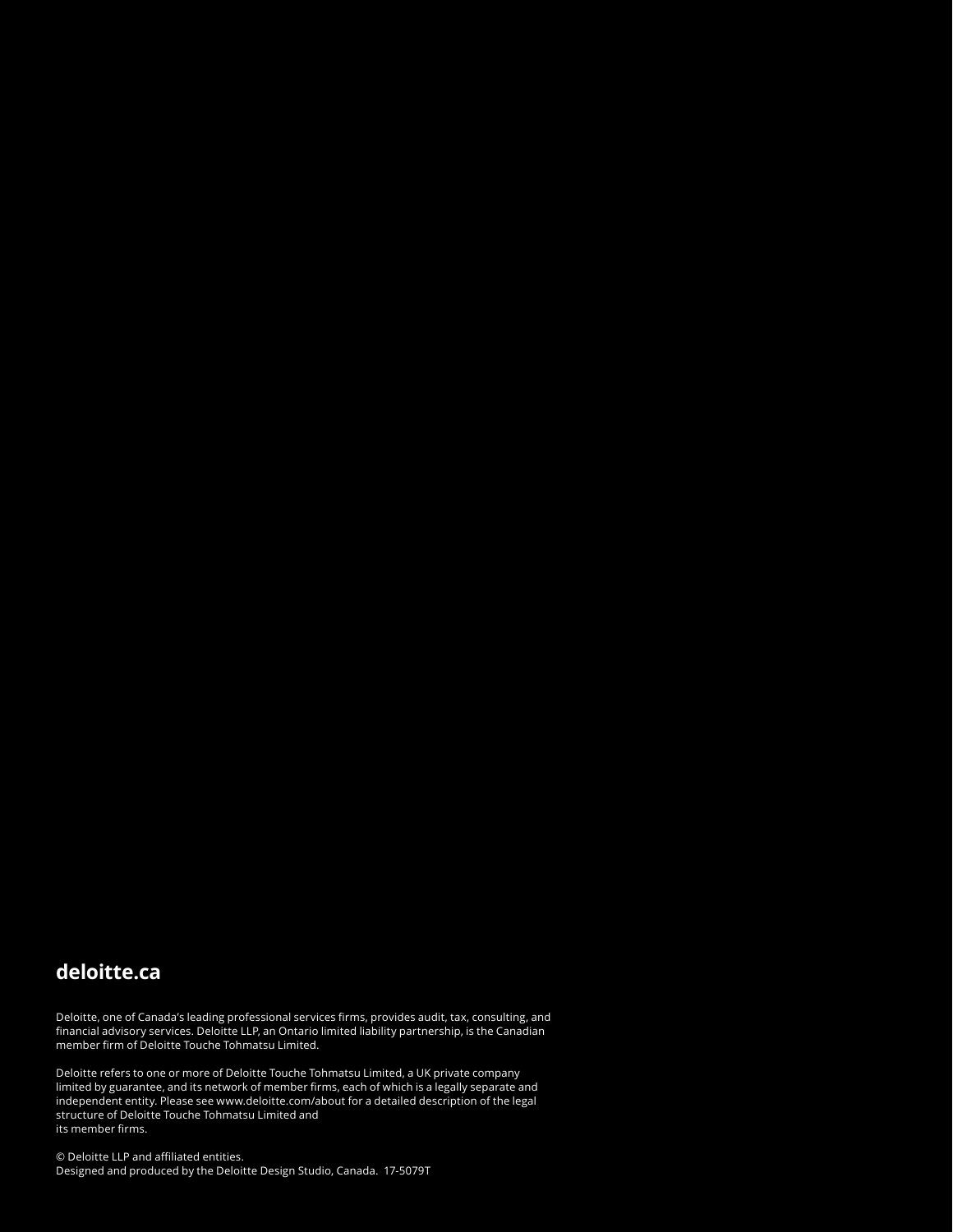**deloitte.ca**

Deloitte, one of Canada's leading professional services firms, provides audit, tax, consulting, and financial advisory services. Deloitte LLP, an Ontario limited liability partnership, is the Canadian member firm of Deloitte Touche Tohmatsu Limited.

Deloitte refers to one or more of Deloitte Touche Tohmatsu Limited, a UK private company limited by guarantee, and its network of member firms, each of which is a legally separate and independent entity. Please see www.deloitte.com/about for a detailed description of the legal structure of Deloitte Touche Tohmatsu Limited and its member firms.

© Deloitte LLP and affiliated entities.
Designed and produced by the Deloitte Design Studio, Canada. 17-5079T